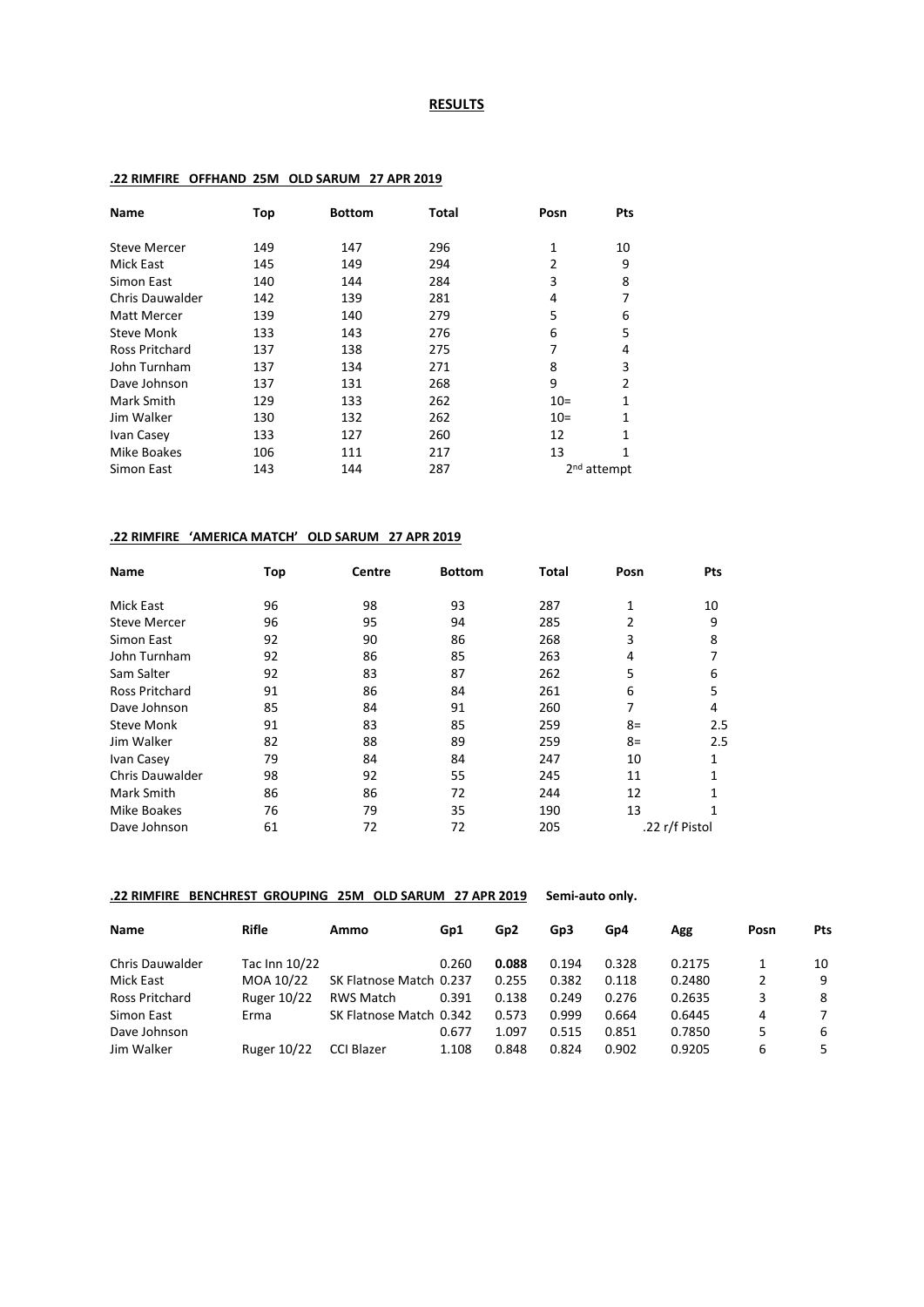# RESULTS

## .22 RIMFIRE OFFHAND 25M OLD SARUM 27 APR 2019

| Name | Top | Bottom | Total | Posn | Pts |
|---|---|---|---|---|---|
| Steve Mercer | 149 | 147 | 296 | 1 | 10 |
| Mick East | 145 | 149 | 294 | 2 | 9 |
| Simon East | 140 | 144 | 284 | 3 | 8 |
| Chris Dauwalder | 142 | 139 | 281 | 4 | 7 |
| Matt Mercer | 139 | 140 | 279 | 5 | 6 |
| Steve Monk | 133 | 143 | 276 | 6 | 5 |
| Ross Pritchard | 137 | 138 | 275 | 7 | 4 |
| John Turnham | 137 | 134 | 271 | 8 | 3 |
| Dave Johnson | 137 | 131 | 268 | 9 | 2 |
| Mark Smith | 129 | 133 | 262 | 10= | 1 |
| Jim Walker | 130 | 132 | 262 | 10= | 1 |
| Ivan Casey | 133 | 127 | 260 | 12 | 1 |
| Mike Boakes | 106 | 111 | 217 | 13 | 1 |
| Simon East | 143 | 144 | 287 | 2nd attempt | |

## .22 RIMFIRE 'AMERICA MATCH' OLD SARUM 27 APR 2019

| Name | Top | Centre | Bottom | Total | Posn | Pts |
|---|---|---|---|---|---|---|
| Mick East | 96 | 98 | 93 | 287 | 1 | 10 |
| Steve Mercer | 96 | 95 | 94 | 285 | 2 | 9 |
| Simon East | 92 | 90 | 86 | 268 | 3 | 8 |
| John Turnham | 92 | 86 | 85 | 263 | 4 | 7 |
| Sam Salter | 92 | 83 | 87 | 262 | 5 | 6 |
| Ross Pritchard | 91 | 86 | 84 | 261 | 6 | 5 |
| Dave Johnson | 85 | 84 | 91 | 260 | 7 | 4 |
| Steve Monk | 91 | 83 | 85 | 259 | 8= | 2.5 |
| Jim Walker | 82 | 88 | 89 | 259 | 8= | 2.5 |
| Ivan Casey | 79 | 84 | 84 | 247 | 10 | 1 |
| Chris Dauwalder | 98 | 92 | 55 | 245 | 11 | 1 |
| Mark Smith | 86 | 86 | 72 | 244 | 12 | 1 |
| Mike Boakes | 76 | 79 | 35 | 190 | 13 | 1 |
| Dave Johnson | 61 | 72 | 72 | 205 | .22 r/f Pistol | |

## .22 RIMFIRE BENCHREST GROUPING 25M OLD SARUM 27 APR 2019 Semi-auto only.

| Name | Rifle | Ammo | Gp1 | Gp2 | Gp3 | Gp4 | Agg | Posn | Pts |
|---|---|---|---|---|---|---|---|---|---|
| Chris Dauwalder | Tac Inn 10/22 | | 0.260 | **0.088** | 0.194 | 0.328 | 0.2175 | 1 | 10 |
| Mick East | MOA 10/22 | SK Flatnose Match | 0.237 | 0.255 | 0.382 | 0.118 | 0.2480 | 2 | 9 |
| Ross Pritchard | Ruger 10/22 | RWS Match | 0.391 | 0.138 | 0.249 | 0.276 | 0.2635 | 3 | 8 |
| Simon East | Erma | SK Flatnose Match | 0.342 | 0.573 | 0.999 | 0.664 | 0.6445 | 4 | 7 |
| Dave Johnson | | | 0.677 | 1.097 | 0.515 | 0.851 | 0.7850 | 5 | 6 |
| Jim Walker | Ruger 10/22 | CCI Blazer | 1.108 | 0.848 | 0.824 | 0.902 | 0.9205 | 6 | 5 |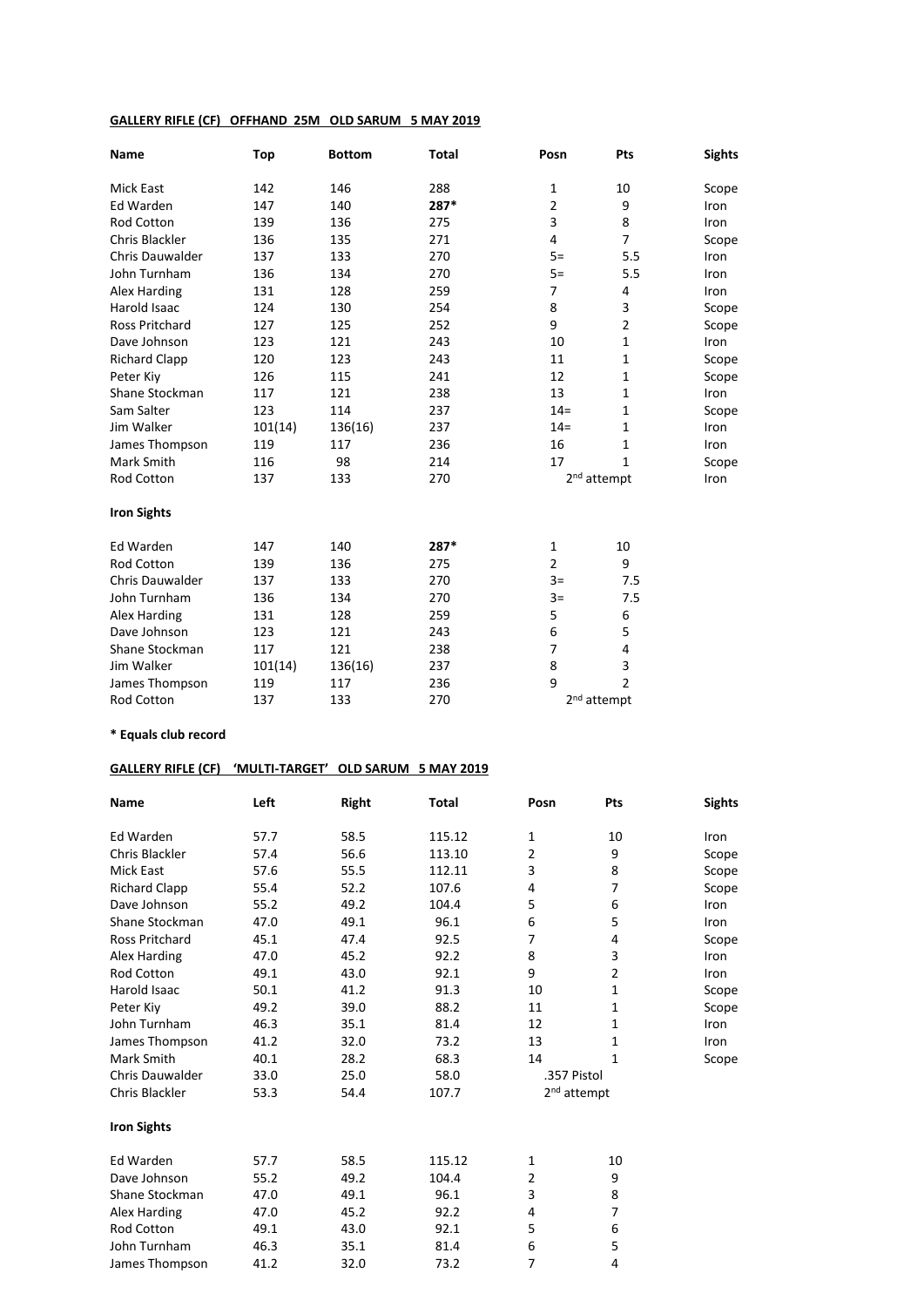**GALLERY RIFLE (CF) OFFHAND 25M OLD SARUM 5 MAY 2019**

| Name | Top | Bottom | Total | Posn | Pts | Sights |
|---|---|---|---|---|---|---|
| Mick East | 142 | 146 | 288 | 1 | 10 | Scope |
| Ed Warden | 147 | 140 | **287*** | 2 | 9 | Iron |
| Rod Cotton | 139 | 136 | 275 | 3 | 8 | Iron |
| Chris Blackler | 136 | 135 | 271 | 4 | 7 | Scope |
| Chris Dauwalder | 137 | 133 | 270 | 5= | 5.5 | Iron |
| John Turnham | 136 | 134 | 270 | 5= | 5.5 | Iron |
| Alex Harding | 131 | 128 | 259 | 7 | 4 | Iron |
| Harold Isaac | 124 | 130 | 254 | 8 | 3 | Scope |
| Ross Pritchard | 127 | 125 | 252 | 9 | 2 | Scope |
| Dave Johnson | 123 | 121 | 243 | 10 | 1 | Iron |
| Richard Clapp | 120 | 123 | 243 | 11 | 1 | Scope |
| Peter Kiy | 126 | 115 | 241 | 12 | 1 | Scope |
| Shane Stockman | 117 | 121 | 238 | 13 | 1 | Iron |
| Sam Salter | 123 | 114 | 237 | 14= | 1 | Scope |
| Jim Walker | 101(14) | 136(16) | 237 | 14= | 1 | Iron |
| James Thompson | 119 | 117 | 236 | 16 | 1 | Iron |
| Mark Smith | 116 | 98 | 214 | 17 | 1 | Scope |
| Rod Cotton | 137 | 133 | 270 | 2nd attempt | | Iron |

**Iron Sights**

| Name | Top | Bottom | Total | Posn | Pts |
|---|---|---|---|---|---|
| Ed Warden | 147 | 140 | **287*** | 1 | 10 |
| Rod Cotton | 139 | 136 | 275 | 2 | 9 |
| Chris Dauwalder | 137 | 133 | 270 | 3= | 7.5 |
| John Turnham | 136 | 134 | 270 | 3= | 7.5 |
| Alex Harding | 131 | 128 | 259 | 5 | 6 |
| Dave Johnson | 123 | 121 | 243 | 6 | 5 |
| Shane Stockman | 117 | 121 | 238 | 7 | 4 |
| Jim Walker | 101(14) | 136(16) | 237 | 8 | 3 |
| James Thompson | 119 | 117 | 236 | 9 | 2 |
| Rod Cotton | 137 | 133 | 270 | 2nd attempt | |

**\* Equals club record**

**GALLERY RIFLE (CF) 'MULTI-TARGET' OLD SARUM 5 MAY 2019**

| Name | Left | Right | Total | Posn | Pts | Sights |
|---|---|---|---|---|---|---|
| Ed Warden | 57.7 | 58.5 | 115.12 | 1 | 10 | Iron |
| Chris Blackler | 57.4 | 56.6 | 113.10 | 2 | 9 | Scope |
| Mick East | 57.6 | 55.5 | 112.11 | 3 | 8 | Scope |
| Richard Clapp | 55.4 | 52.2 | 107.6 | 4 | 7 | Scope |
| Dave Johnson | 55.2 | 49.2 | 104.4 | 5 | 6 | Iron |
| Shane Stockman | 47.0 | 49.1 | 96.1 | 6 | 5 | Iron |
| Ross Pritchard | 45.1 | 47.4 | 92.5 | 7 | 4 | Scope |
| Alex Harding | 47.0 | 45.2 | 92.2 | 8 | 3 | Iron |
| Rod Cotton | 49.1 | 43.0 | 92.1 | 9 | 2 | Iron |
| Harold Isaac | 50.1 | 41.2 | 91.3 | 10 | 1 | Scope |
| Peter Kiy | 49.2 | 39.0 | 88.2 | 11 | 1 | Scope |
| John Turnham | 46.3 | 35.1 | 81.4 | 12 | 1 | Iron |
| James Thompson | 41.2 | 32.0 | 73.2 | 13 | 1 | Iron |
| Mark Smith | 40.1 | 28.2 | 68.3 | 14 | 1 | Scope |
| Chris Dauwalder | 33.0 | 25.0 | 58.0 | .357 Pistol | | |
| Chris Blackler | 53.3 | 54.4 | 107.7 | 2nd attempt | | |

**Iron Sights**

| Name | Left | Right | Total | Posn | Pts |
|---|---|---|---|---|---|
| Ed Warden | 57.7 | 58.5 | 115.12 | 1 | 10 |
| Dave Johnson | 55.2 | 49.2 | 104.4 | 2 | 9 |
| Shane Stockman | 47.0 | 49.1 | 96.1 | 3 | 8 |
| Alex Harding | 47.0 | 45.2 | 92.2 | 4 | 7 |
| Rod Cotton | 49.1 | 43.0 | 92.1 | 5 | 6 |
| John Turnham | 46.3 | 35.1 | 81.4 | 6 | 5 |
| James Thompson | 41.2 | 32.0 | 73.2 | 7 | 4 |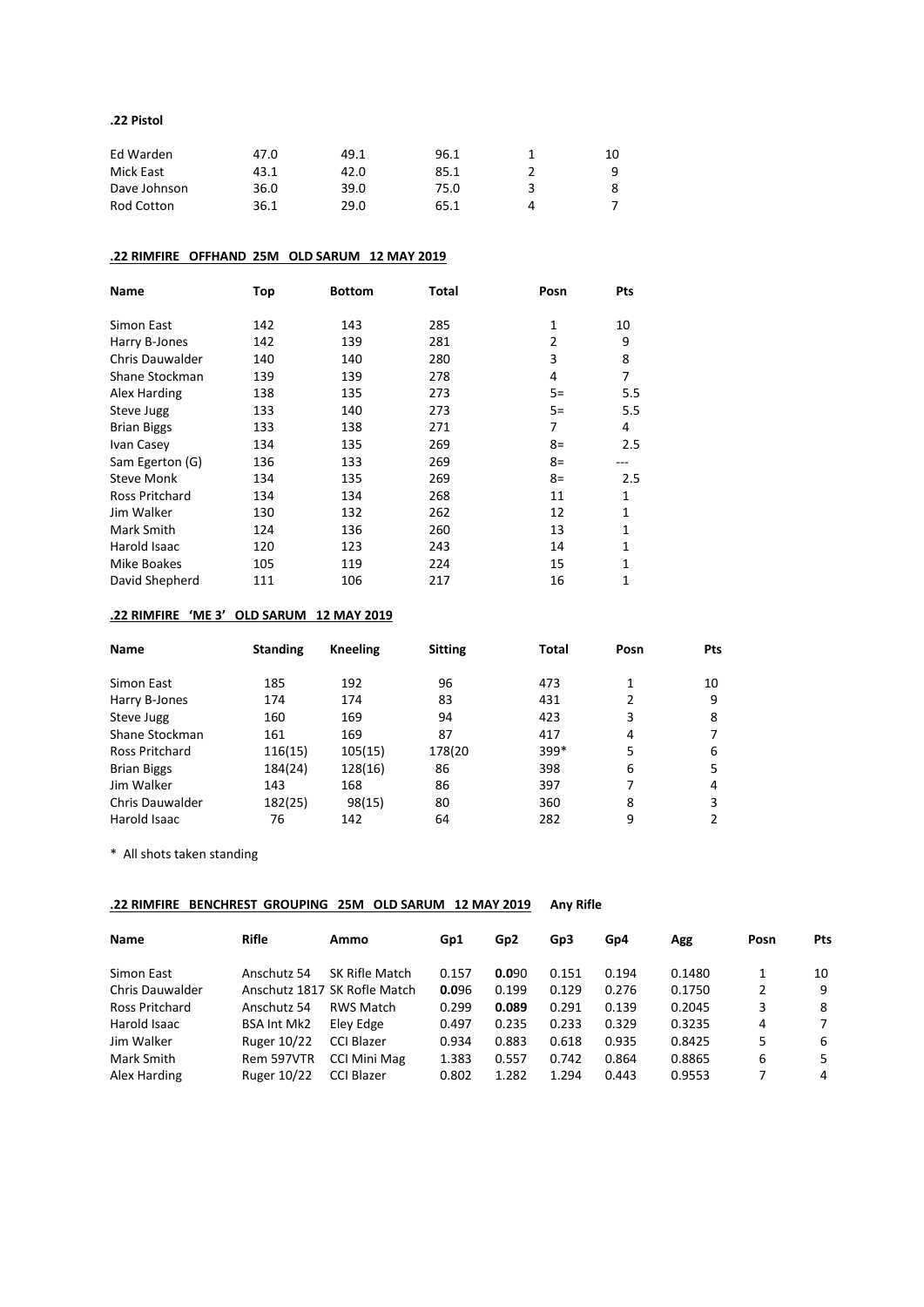**.22 Pistol**

| | | | | | |
|---|---|---|---|---|---|
| Ed Warden | 47.0 | 49.1 | 96.1 | 1 | 10 |
| Mick East | 43.1 | 42.0 | 85.1 | 2 | 9 |
| Dave Johnson | 36.0 | 39.0 | 75.0 | 3 | 8 |
| Rod Cotton | 36.1 | 29.0 | 65.1 | 4 | 7 |

**.22 RIMFIRE OFFHAND 25M OLD SARUM 12 MAY 2019**

| Name | Top | Bottom | Total | Posn | Pts |
|---|---|---|---|---|---|
| Simon East | 142 | 143 | 285 | 1 | 10 |
| Harry B-Jones | 142 | 139 | 281 | 2 | 9 |
| Chris Dauwalder | 140 | 140 | 280 | 3 | 8 |
| Shane Stockman | 139 | 139 | 278 | 4 | 7 |
| Alex Harding | 138 | 135 | 273 | 5= | 5.5 |
| Steve Jugg | 133 | 140 | 273 | 5= | 5.5 |
| Brian Biggs | 133 | 138 | 271 | 7 | 4 |
| Ivan Casey | 134 | 135 | 269 | 8= | 2.5 |
| Sam Egerton (G) | 136 | 133 | 269 | 8= | --- |
| Steve Monk | 134 | 135 | 269 | 8= | 2.5 |
| Ross Pritchard | 134 | 134 | 268 | 11 | 1 |
| Jim Walker | 130 | 132 | 262 | 12 | 1 |
| Mark Smith | 124 | 136 | 260 | 13 | 1 |
| Harold Isaac | 120 | 123 | 243 | 14 | 1 |
| Mike Boakes | 105 | 119 | 224 | 15 | 1 |
| David Shepherd | 111 | 106 | 217 | 16 | 1 |

**.22 RIMFIRE 'ME 3' OLD SARUM 12 MAY 2019**

| Name | Standing | Kneeling | Sitting | Total | Posn | Pts |
|---|---|---|---|---|---|---|
| Simon East | 185 | 192 | 96 | 473 | 1 | 10 |
| Harry B-Jones | 174 | 174 | 83 | 431 | 2 | 9 |
| Steve Jugg | 160 | 169 | 94 | 423 | 3 | 8 |
| Shane Stockman | 161 | 169 | 87 | 417 | 4 | 7 |
| Ross Pritchard | 116(15) | 105(15) | 178(20 | 399* | 5 | 6 |
| Brian Biggs | 184(24) | 128(16) | 86 | 398 | 6 | 5 |
| Jim Walker | 143 | 168 | 86 | 397 | 7 | 4 |
| Chris Dauwalder | 182(25) | 98(15) | 80 | 360 | 8 | 3 |
| Harold Isaac | 76 | 142 | 64 | 282 | 9 | 2 |

\* All shots taken standing

**.22 RIMFIRE BENCHREST GROUPING 25M OLD SARUM 12 MAY 2019** **Any Rifle**

| Name | Rifle | Ammo | Gp1 | Gp2 | Gp3 | Gp4 | Agg | Posn | Pts |
|---|---|---|---|---|---|---|---|---|---|
| Simon East | Anschutz 54 | SK Rifle Match | 0.157 | **0.0**90 | 0.151 | 0.194 | 0.1480 | 1 | 10 |
| Chris Dauwalder | Anschutz 1817 | SK Rofle Match | **0.0**96 | 0.199 | 0.129 | 0.276 | 0.1750 | 2 | 9 |
| Ross Pritchard | Anschutz 54 | RWS Match | 0.299 | **0.089** | 0.291 | 0.139 | 0.2045 | 3 | 8 |
| Harold Isaac | BSA Int Mk2 | Eley Edge | 0.497 | 0.235 | 0.233 | 0.329 | 0.3235 | 4 | 7 |
| Jim Walker | Ruger 10/22 | CCI Blazer | 0.934 | 0.883 | 0.618 | 0.935 | 0.8425 | 5 | 6 |
| Mark Smith | Rem 597VTR | CCI Mini Mag | 1.383 | 0.557 | 0.742 | 0.864 | 0.8865 | 6 | 5 |
| Alex Harding | Ruger 10/22 | CCI Blazer | 0.802 | 1.282 | 1.294 | 0.443 | 0.9553 | 7 | 4 |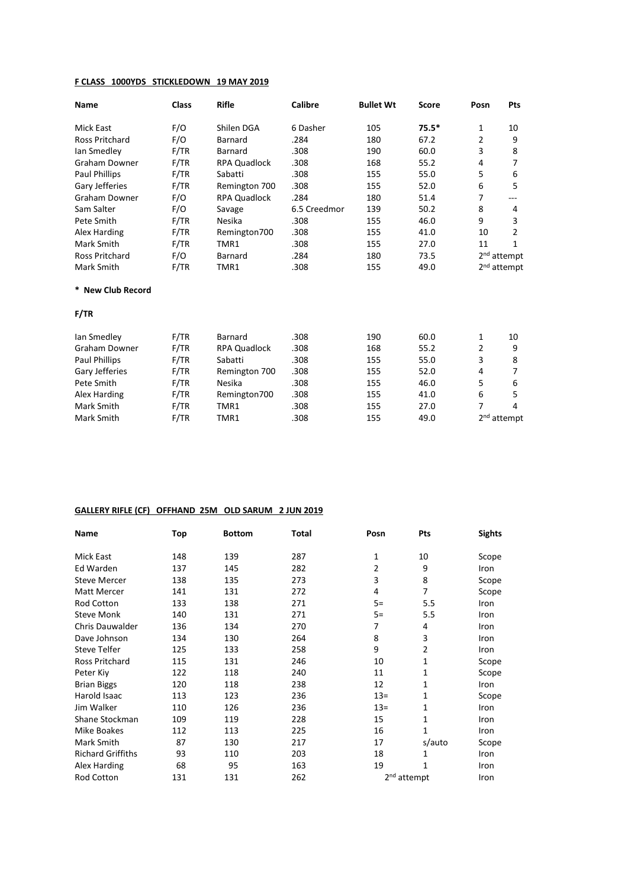**F CLASS 1000YDS STICKLEDOWN 19 MAY 2019**

| Name | Class | Rifle | Calibre | Bullet Wt | Score | Posn | Pts |
|---|---|---|---|---|---|---|---|
| Mick East | F/O | Shilen DGA | 6 Dasher | 105 | **75.5*** | 1 | 10 |
| Ross Pritchard | F/O | Barnard | .284 | 180 | 67.2 | 2 | 9 |
| Ian Smedley | F/TR | Barnard | .308 | 190 | 60.0 | 3 | 8 |
| Graham Downer | F/TR | RPA Quadlock | .308 | 168 | 55.2 | 4 | 7 |
| Paul Phillips | F/TR | Sabatti | .308 | 155 | 55.0 | 5 | 6 |
| Gary Jefferies | F/TR | Remington 700 | .308 | 155 | 52.0 | 6 | 5 |
| Graham Downer | F/O | RPA Quadlock | .284 | 180 | 51.4 | 7 | --- |
| Sam Salter | F/O | Savage | 6.5 Creedmor | 139 | 50.2 | 8 | 4 |
| Pete Smith | F/TR | Nesika | .308 | 155 | 46.0 | 9 | 3 |
| Alex Harding | F/TR | Remington700 | .308 | 155 | 41.0 | 10 | 2 |
| Mark Smith | F/TR | TMR1 | .308 | 155 | 27.0 | 11 | 1 |
| Ross Pritchard | F/O | Barnard | .284 | 180 | 73.5 | 2nd attempt | |
| Mark Smith | F/TR | TMR1 | .308 | 155 | 49.0 | 2nd attempt | |

**\* New Club Record**

**F/TR**

| Name | Class | Rifle | Calibre | Bullet Wt | Score | Posn | Pts |
|---|---|---|---|---|---|---|---|
| Ian Smedley | F/TR | Barnard | .308 | 190 | 60.0 | 1 | 10 |
| Graham Downer | F/TR | RPA Quadlock | .308 | 168 | 55.2 | 2 | 9 |
| Paul Phillips | F/TR | Sabatti | .308 | 155 | 55.0 | 3 | 8 |
| Gary Jefferies | F/TR | Remington 700 | .308 | 155 | 52.0 | 4 | 7 |
| Pete Smith | F/TR | Nesika | .308 | 155 | 46.0 | 5 | 6 |
| Alex Harding | F/TR | Remington700 | .308 | 155 | 41.0 | 6 | 5 |
| Mark Smith | F/TR | TMR1 | .308 | 155 | 27.0 | 7 | 4 |
| Mark Smith | F/TR | TMR1 | .308 | 155 | 49.0 | 2nd attempt | |

**GALLERY RIFLE (CF) OFFHAND 25M OLD SARUM 2 JUN 2019**

| Name | Top | Bottom | Total | Posn | Pts | Sights |
|---|---|---|---|---|---|---|
| Mick East | 148 | 139 | 287 | 1 | 10 | Scope |
| Ed Warden | 137 | 145 | 282 | 2 | 9 | Iron |
| Steve Mercer | 138 | 135 | 273 | 3 | 8 | Scope |
| Matt Mercer | 141 | 131 | 272 | 4 | 7 | Scope |
| Rod Cotton | 133 | 138 | 271 | 5= | 5.5 | Iron |
| Steve Monk | 140 | 131 | 271 | 5= | 5.5 | Iron |
| Chris Dauwalder | 136 | 134 | 270 | 7 | 4 | Iron |
| Dave Johnson | 134 | 130 | 264 | 8 | 3 | Iron |
| Steve Telfer | 125 | 133 | 258 | 9 | 2 | Iron |
| Ross Pritchard | 115 | 131 | 246 | 10 | 1 | Scope |
| Peter Kiy | 122 | 118 | 240 | 11 | 1 | Scope |
| Brian Biggs | 120 | 118 | 238 | 12 | 1 | Iron |
| Harold Isaac | 113 | 123 | 236 | 13= | 1 | Scope |
| Jim Walker | 110 | 126 | 236 | 13= | 1 | Iron |
| Shane Stockman | 109 | 119 | 228 | 15 | 1 | Iron |
| Mike Boakes | 112 | 113 | 225 | 16 | 1 | Iron |
| Mark Smith | 87 | 130 | 217 | 17 | s/auto | Scope |
| Richard Griffiths | 93 | 110 | 203 | 18 | 1 | Iron |
| Alex Harding | 68 | 95 | 163 | 19 | 1 | Iron |
| Rod Cotton | 131 | 131 | 262 | 2nd attempt | | Iron |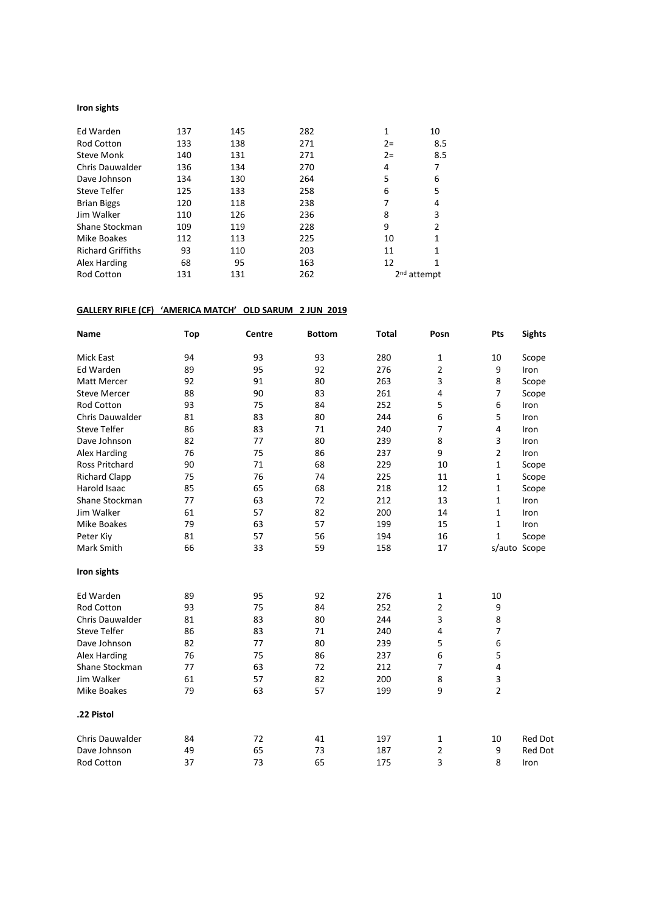**Iron sights**

| | | | | | |
|---|---|---|---|---|---|
| Ed Warden | 137 | 145 | 282 | 1 | 10 |
| Rod Cotton | 133 | 138 | 271 | 2= | 8.5 |
| Steve Monk | 140 | 131 | 271 | 2= | 8.5 |
| Chris Dauwalder | 136 | 134 | 270 | 4 | 7 |
| Dave Johnson | 134 | 130 | 264 | 5 | 6 |
| Steve Telfer | 125 | 133 | 258 | 6 | 5 |
| Brian Biggs | 120 | 118 | 238 | 7 | 4 |
| Jim Walker | 110 | 126 | 236 | 8 | 3 |
| Shane Stockman | 109 | 119 | 228 | 9 | 2 |
| Mike Boakes | 112 | 113 | 225 | 10 | 1 |
| Richard Griffiths | 93 | 110 | 203 | 11 | 1 |
| Alex Harding | 68 | 95 | 163 | 12 | 1 |
| Rod Cotton | 131 | 131 | 262 | 2nd attempt | |

**GALLERY RIFLE (CF) 'AMERICA MATCH' OLD SARUM 2 JUN 2019**

| Name | Top | Centre | Bottom | Total | Posn | Pts | Sights |
|---|---|---|---|---|---|---|---|
| Mick East | 94 | 93 | 93 | 280 | 1 | 10 | Scope |
| Ed Warden | 89 | 95 | 92 | 276 | 2 | 9 | Iron |
| Matt Mercer | 92 | 91 | 80 | 263 | 3 | 8 | Scope |
| Steve Mercer | 88 | 90 | 83 | 261 | 4 | 7 | Scope |
| Rod Cotton | 93 | 75 | 84 | 252 | 5 | 6 | Iron |
| Chris Dauwalder | 81 | 83 | 80 | 244 | 6 | 5 | Iron |
| Steve Telfer | 86 | 83 | 71 | 240 | 7 | 4 | Iron |
| Dave Johnson | 82 | 77 | 80 | 239 | 8 | 3 | Iron |
| Alex Harding | 76 | 75 | 86 | 237 | 9 | 2 | Iron |
| Ross Pritchard | 90 | 71 | 68 | 229 | 10 | 1 | Scope |
| Richard Clapp | 75 | 76 | 74 | 225 | 11 | 1 | Scope |
| Harold Isaac | 85 | 65 | 68 | 218 | 12 | 1 | Scope |
| Shane Stockman | 77 | 63 | 72 | 212 | 13 | 1 | Iron |
| Jim Walker | 61 | 57 | 82 | 200 | 14 | 1 | Iron |
| Mike Boakes | 79 | 63 | 57 | 199 | 15 | 1 | Iron |
| Peter Kiy | 81 | 57 | 56 | 194 | 16 | 1 | Scope |
| Mark Smith | 66 | 33 | 59 | 158 | 17 | s/auto | Scope |

**Iron sights**

| | | | | | | |
|---|---|---|---|---|---|---|
| Ed Warden | 89 | 95 | 92 | 276 | 1 | 10 |
| Rod Cotton | 93 | 75 | 84 | 252 | 2 | 9 |
| Chris Dauwalder | 81 | 83 | 80 | 244 | 3 | 8 |
| Steve Telfer | 86 | 83 | 71 | 240 | 4 | 7 |
| Dave Johnson | 82 | 77 | 80 | 239 | 5 | 6 |
| Alex Harding | 76 | 75 | 86 | 237 | 6 | 5 |
| Shane Stockman | 77 | 63 | 72 | 212 | 7 | 4 |
| Jim Walker | 61 | 57 | 82 | 200 | 8 | 3 |
| Mike Boakes | 79 | 63 | 57 | 199 | 9 | 2 |

**.22 Pistol**

| | | | | | | | |
|---|---|---|---|---|---|---|---|
| Chris Dauwalder | 84 | 72 | 41 | 197 | 1 | 10 | Red Dot |
| Dave Johnson | 49 | 65 | 73 | 187 | 2 | 9 | Red Dot |
| Rod Cotton | 37 | 73 | 65 | 175 | 3 | 8 | Iron |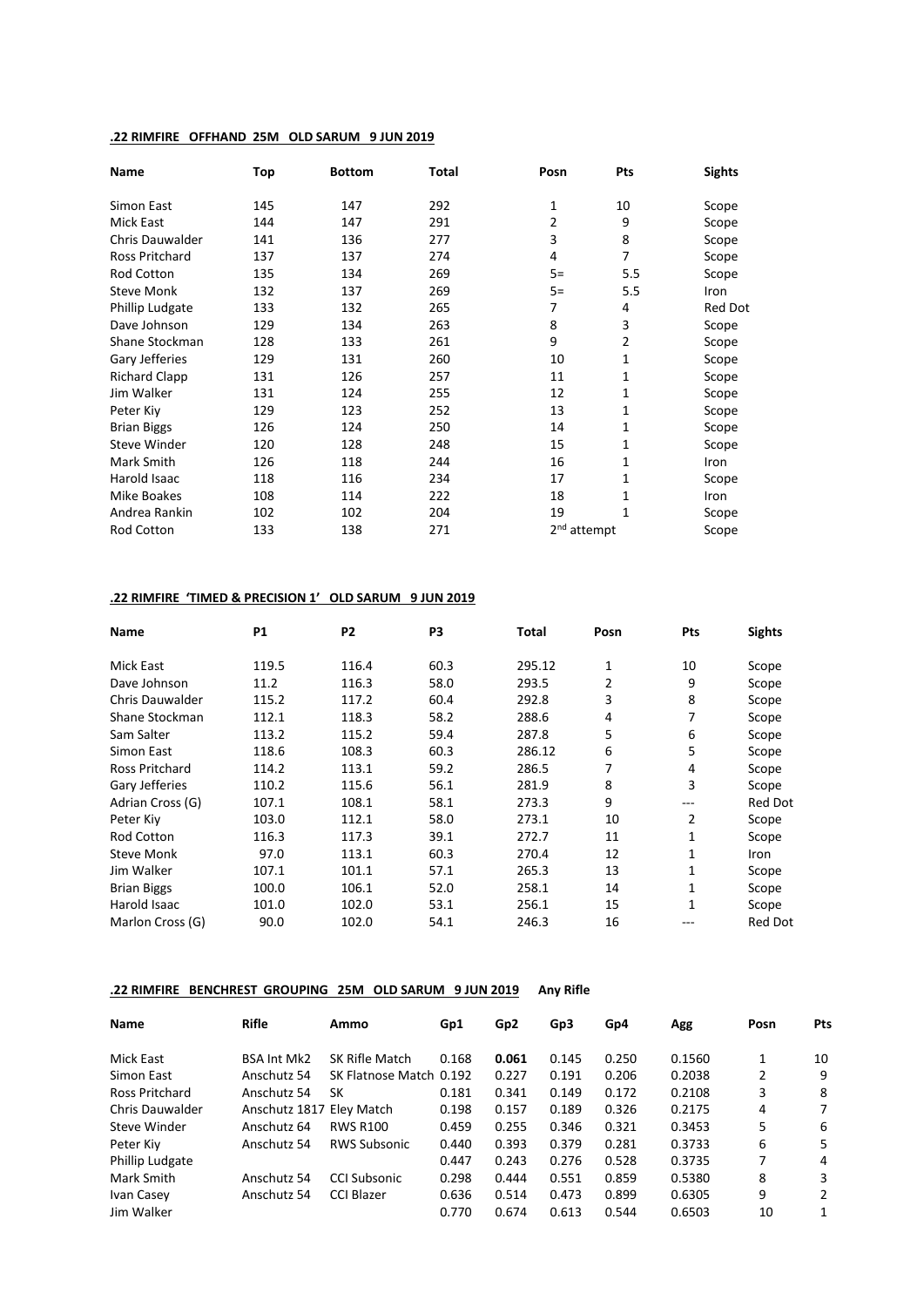**.22 RIMFIRE OFFHAND 25M OLD SARUM 9 JUN 2019**

| Name | Top | Bottom | Total | Posn | Pts | Sights |
|---|---|---|---|---|---|---|
| Simon East | 145 | 147 | 292 | 1 | 10 | Scope |
| Mick East | 144 | 147 | 291 | 2 | 9 | Scope |
| Chris Dauwalder | 141 | 136 | 277 | 3 | 8 | Scope |
| Ross Pritchard | 137 | 137 | 274 | 4 | 7 | Scope |
| Rod Cotton | 135 | 134 | 269 | 5= | 5.5 | Scope |
| Steve Monk | 132 | 137 | 269 | 5= | 5.5 | Iron |
| Phillip Ludgate | 133 | 132 | 265 | 7 | 4 | Red Dot |
| Dave Johnson | 129 | 134 | 263 | 8 | 3 | Scope |
| Shane Stockman | 128 | 133 | 261 | 9 | 2 | Scope |
| Gary Jefferies | 129 | 131 | 260 | 10 | 1 | Scope |
| Richard Clapp | 131 | 126 | 257 | 11 | 1 | Scope |
| Jim Walker | 131 | 124 | 255 | 12 | 1 | Scope |
| Peter Kiy | 129 | 123 | 252 | 13 | 1 | Scope |
| Brian Biggs | 126 | 124 | 250 | 14 | 1 | Scope |
| Steve Winder | 120 | 128 | 248 | 15 | 1 | Scope |
| Mark Smith | 126 | 118 | 244 | 16 | 1 | Iron |
| Harold Isaac | 118 | 116 | 234 | 17 | 1 | Scope |
| Mike Boakes | 108 | 114 | 222 | 18 | 1 | Iron |
| Andrea Rankin | 102 | 102 | 204 | 19 | 1 | Scope |
| Rod Cotton | 133 | 138 | 271 | 2nd attempt | | Scope |

**.22 RIMFIRE 'TIMED & PRECISION 1' OLD SARUM 9 JUN 2019**

| Name | P1 | P2 | P3 | Total | Posn | Pts | Sights |
|---|---|---|---|---|---|---|---|
| Mick East | 119.5 | 116.4 | 60.3 | 295.12 | 1 | 10 | Scope |
| Dave Johnson | 11.2 | 116.3 | 58.0 | 293.5 | 2 | 9 | Scope |
| Chris Dauwalder | 115.2 | 117.2 | 60.4 | 292.8 | 3 | 8 | Scope |
| Shane Stockman | 112.1 | 118.3 | 58.2 | 288.6 | 4 | 7 | Scope |
| Sam Salter | 113.2 | 115.2 | 59.4 | 287.8 | 5 | 6 | Scope |
| Simon East | 118.6 | 108.3 | 60.3 | 286.12 | 6 | 5 | Scope |
| Ross Pritchard | 114.2 | 113.1 | 59.2 | 286.5 | 7 | 4 | Scope |
| Gary Jefferies | 110.2 | 115.6 | 56.1 | 281.9 | 8 | 3 | Scope |
| Adrian Cross (G) | 107.1 | 108.1 | 58.1 | 273.3 | 9 | --- | Red Dot |
| Peter Kiy | 103.0 | 112.1 | 58.0 | 273.1 | 10 | 2 | Scope |
| Rod Cotton | 116.3 | 117.3 | 39.1 | 272.7 | 11 | 1 | Scope |
| Steve Monk | 97.0 | 113.1 | 60.3 | 270.4 | 12 | 1 | Iron |
| Jim Walker | 107.1 | 101.1 | 57.1 | 265.3 | 13 | 1 | Scope |
| Brian Biggs | 100.0 | 106.1 | 52.0 | 258.1 | 14 | 1 | Scope |
| Harold Isaac | 101.0 | 102.0 | 53.1 | 256.1 | 15 | 1 | Scope |
| Marlon Cross (G) | 90.0 | 102.0 | 54.1 | 246.3 | 16 | --- | Red Dot |

**.22 RIMFIRE BENCHREST GROUPING 25M OLD SARUM 9 JUN 2019** **Any Rifle**

| Name | Rifle | Ammo | Gp1 | Gp2 | Gp3 | Gp4 | Agg | Posn | Pts |
|---|---|---|---|---|---|---|---|---|---|
| Mick East | BSA Int Mk2 | SK Rifle Match | 0.168 | **0.061** | 0.145 | 0.250 | 0.1560 | 1 | 10 |
| Simon East | Anschutz 54 | SK Flatnose Match | 0.192 | 0.227 | 0.191 | 0.206 | 0.2038 | 2 | 9 |
| Ross Pritchard | Anschutz 54 | SK | 0.181 | 0.341 | 0.149 | 0.172 | 0.2108 | 3 | 8 |
| Chris Dauwalder | Anschutz 1817 | Eley Match | 0.198 | 0.157 | 0.189 | 0.326 | 0.2175 | 4 | 7 |
| Steve Winder | Anschutz 64 | RWS R100 | 0.459 | 0.255 | 0.346 | 0.321 | 0.3453 | 5 | 6 |
| Peter Kiy | Anschutz 54 | RWS Subsonic | 0.440 | 0.393 | 0.379 | 0.281 | 0.3733 | 6 | 5 |
| Phillip Ludgate | | | 0.447 | 0.243 | 0.276 | 0.528 | 0.3735 | 7 | 4 |
| Mark Smith | Anschutz 54 | CCI Subsonic | 0.298 | 0.444 | 0.551 | 0.859 | 0.5380 | 8 | 3 |
| Ivan Casey | Anschutz 54 | CCI Blazer | 0.636 | 0.514 | 0.473 | 0.899 | 0.6305 | 9 | 2 |
| Jim Walker | | | 0.770 | 0.674 | 0.613 | 0.544 | 0.6503 | 10 | 1 |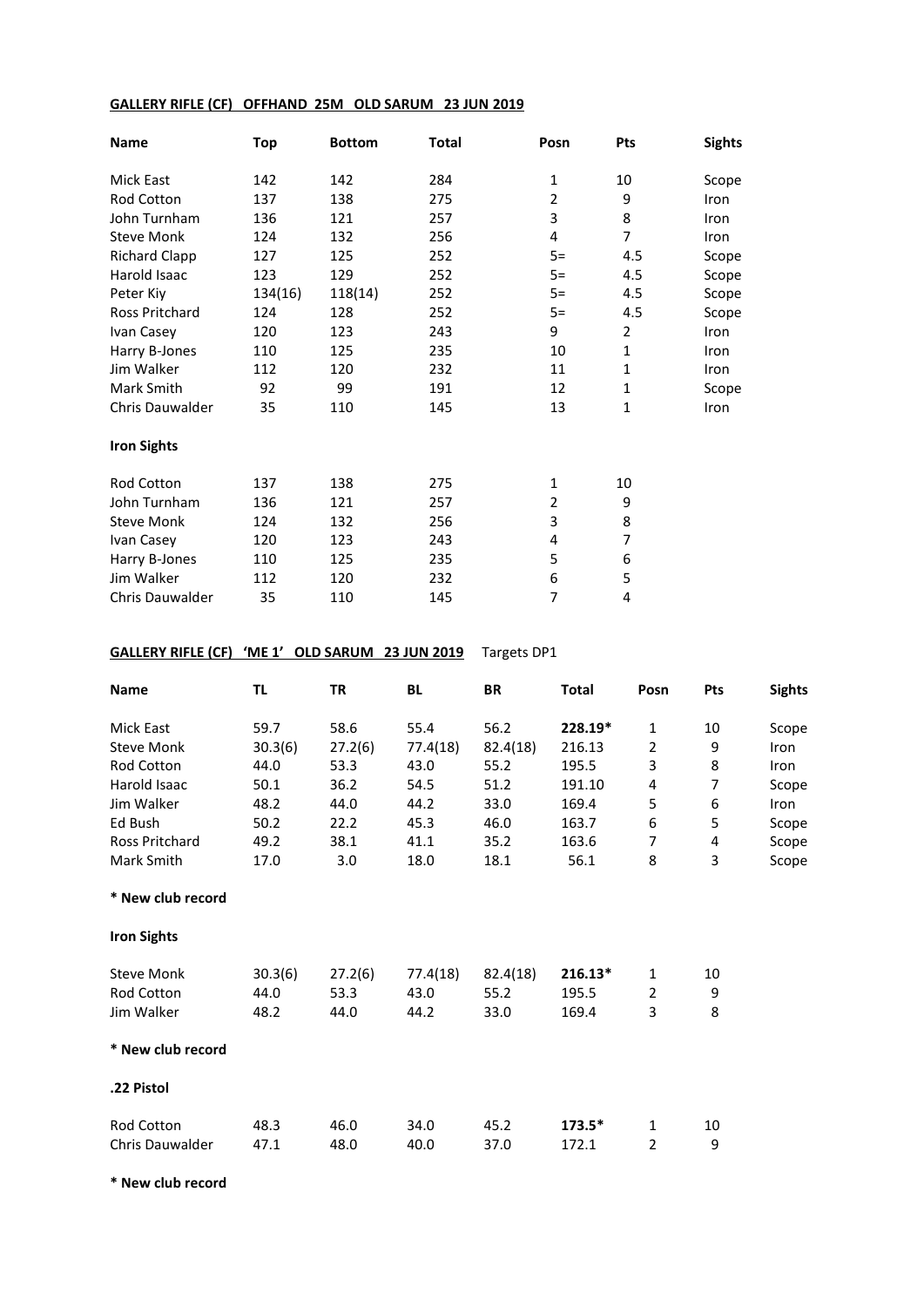**GALLERY RIFLE (CF) OFFHAND 25M OLD SARUM 23 JUN 2019**

| Name | Top | Bottom | Total | Posn | Pts | Sights |
|---|---|---|---|---|---|---|
| Mick East | 142 | 142 | 284 | 1 | 10 | Scope |
| Rod Cotton | 137 | 138 | 275 | 2 | 9 | Iron |
| John Turnham | 136 | 121 | 257 | 3 | 8 | Iron |
| Steve Monk | 124 | 132 | 256 | 4 | 7 | Iron |
| Richard Clapp | 127 | 125 | 252 | 5= | 4.5 | Scope |
| Harold Isaac | 123 | 129 | 252 | 5= | 4.5 | Scope |
| Peter Kiy | 134(16) | 118(14) | 252 | 5= | 4.5 | Scope |
| Ross Pritchard | 124 | 128 | 252 | 5= | 4.5 | Scope |
| Ivan Casey | 120 | 123 | 243 | 9 | 2 | Iron |
| Harry B-Jones | 110 | 125 | 235 | 10 | 1 | Iron |
| Jim Walker | 112 | 120 | 232 | 11 | 1 | Iron |
| Mark Smith | 92 | 99 | 191 | 12 | 1 | Scope |
| Chris Dauwalder | 35 | 110 | 145 | 13 | 1 | Iron |

**Iron Sights**

| | | | | | |
|---|---|---|---|---|---|
| Rod Cotton | 137 | 138 | 275 | 1 | 10 |
| John Turnham | 136 | 121 | 257 | 2 | 9 |
| Steve Monk | 124 | 132 | 256 | 3 | 8 |
| Ivan Casey | 120 | 123 | 243 | 4 | 7 |
| Harry B-Jones | 110 | 125 | 235 | 5 | 6 |
| Jim Walker | 112 | 120 | 232 | 6 | 5 |
| Chris Dauwalder | 35 | 110 | 145 | 7 | 4 |

**GALLERY RIFLE (CF) 'ME 1' OLD SARUM 23 JUN 2019** Targets DP1

| Name | TL | TR | BL | BR | Total | Posn | Pts | Sights |
|---|---|---|---|---|---|---|---|---|
| Mick East | 59.7 | 58.6 | 55.4 | 56.2 | **228.19*** | 1 | 10 | Scope |
| Steve Monk | 30.3(6) | 27.2(6) | 77.4(18) | 82.4(18) | 216.13 | 2 | 9 | Iron |
| Rod Cotton | 44.0 | 53.3 | 43.0 | 55.2 | 195.5 | 3 | 8 | Iron |
| Harold Isaac | 50.1 | 36.2 | 54.5 | 51.2 | 191.10 | 4 | 7 | Scope |
| Jim Walker | 48.2 | 44.0 | 44.2 | 33.0 | 169.4 | 5 | 6 | Iron |
| Ed Bush | 50.2 | 22.2 | 45.3 | 46.0 | 163.7 | 6 | 5 | Scope |
| Ross Pritchard | 49.2 | 38.1 | 41.1 | 35.2 | 163.6 | 7 | 4 | Scope |
| Mark Smith | 17.0 | 3.0 | 18.0 | 18.1 | 56.1 | 8 | 3 | Scope |

**\* New club record**

**Iron Sights**

| | | | | | | | |
|---|---|---|---|---|---|---|---|
| Steve Monk | 30.3(6) | 27.2(6) | 77.4(18) | 82.4(18) | **216.13*** | 1 | 10 |
| Rod Cotton | 44.0 | 53.3 | 43.0 | 55.2 | 195.5 | 2 | 9 |
| Jim Walker | 48.2 | 44.0 | 44.2 | 33.0 | 169.4 | 3 | 8 |

**\* New club record**

**.22 Pistol**

| | | | | | | | |
|---|---|---|---|---|---|---|---|
| Rod Cotton | 48.3 | 46.0 | 34.0 | 45.2 | **173.5*** | 1 | 10 |
| Chris Dauwalder | 47.1 | 48.0 | 40.0 | 37.0 | 172.1 | 2 | 9 |

**\* New club record**